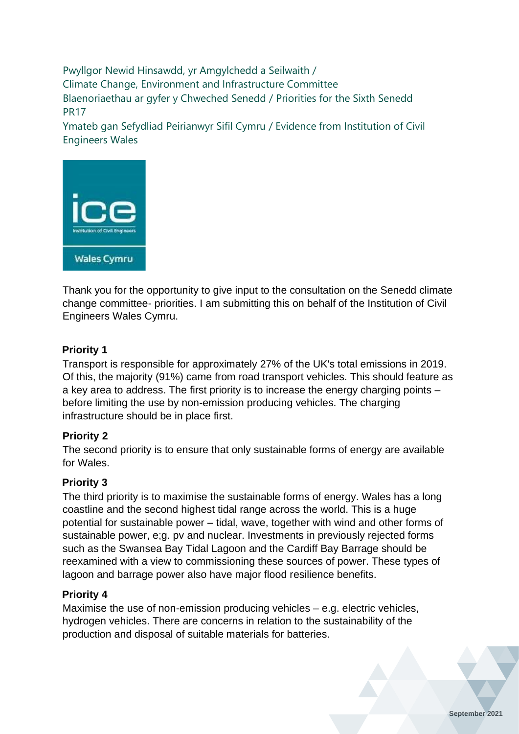Pwyllgor Newid Hinsawdd, yr Amgylchedd a Seilwaith /
Climate Change, Environment and Infrastructure Committee
Blaenoriaethau ar gyfer y Chweched Senedd / Priorities for the Sixth Senedd
PR17
Ymateb gan Sefydliad Peirianwyr Sifil Cymru / Evidence from Institution of Civil Engineers Wales

Thank you for the opportunity to give input to the consultation on the Senedd climate change committee- priorities. I am submitting this on behalf of the Institution of Civil Engineers Wales Cymru.

**Priority 1**

Transport is responsible for approximately 27% of the UK's total emissions in 2019. Of this, the majority (91%) came from road transport vehicles. This should feature as a key area to address. The first priority is to increase the energy charging points – before limiting the use by non-emission producing vehicles. The charging infrastructure should be in place first.

**Priority 2**

The second priority is to ensure that only sustainable forms of energy are available for Wales.

**Priority 3**

The third priority is to maximise the sustainable forms of energy. Wales has a long coastline and the second highest tidal range across the world. This is a huge potential for sustainable power – tidal, wave, together with wind and other forms of sustainable power, e;g. pv and nuclear. Investments in previously rejected forms such as the Swansea Bay Tidal Lagoon and the Cardiff Bay Barrage should be reexamined with a view to commissioning these sources of power. These types of lagoon and barrage power also have major flood resilience benefits.

**Priority 4**

Maximise the use of non-emission producing vehicles – e.g. electric vehicles, hydrogen vehicles. There are concerns in relation to the sustainability of the production and disposal of suitable materials for batteries.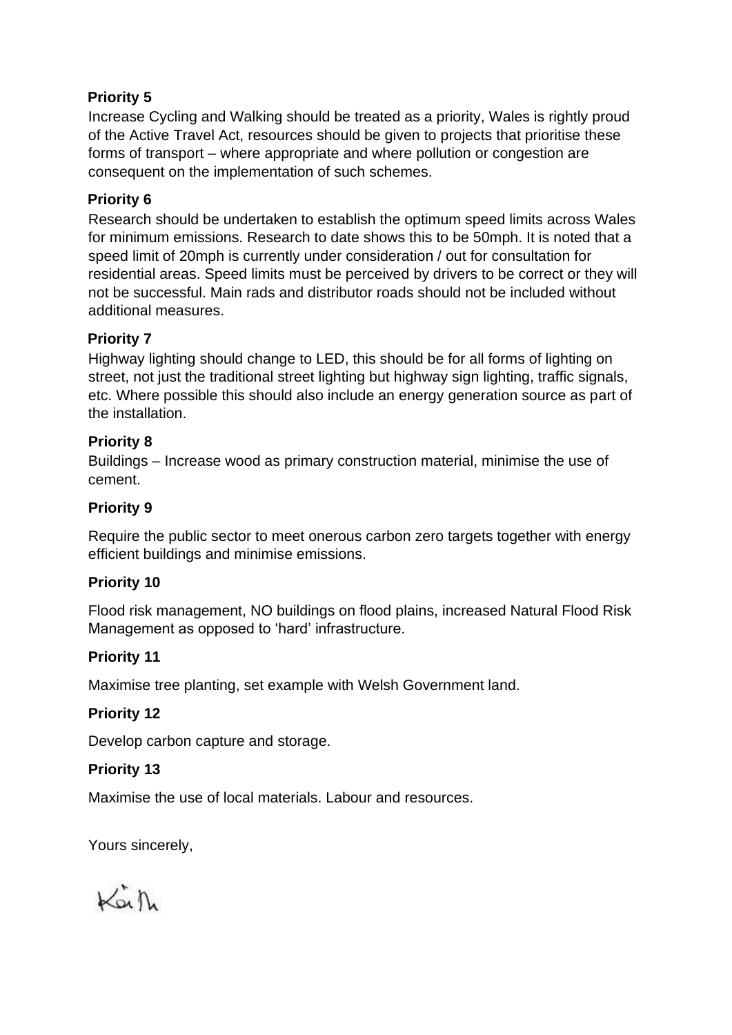**Priority 5**

Increase Cycling and Walking should be treated as a priority, Wales is rightly proud of the Active Travel Act, resources should be given to projects that prioritise these forms of transport – where appropriate and where pollution or congestion are consequent on the implementation of such schemes.

**Priority 6**

Research should be undertaken to establish the optimum speed limits across Wales for minimum emissions. Research to date shows this to be 50mph. It is noted that a speed limit of 20mph is currently under consideration / out for consultation for residential areas. Speed limits must be perceived by drivers to be correct or they will not be successful. Main rads and distributor roads should not be included without additional measures.

**Priority 7**

Highway lighting should change to LED, this should be for all forms of lighting on street, not just the traditional street lighting but highway sign lighting, traffic signals, etc. Where possible this should also include an energy generation source as part of the installation.

**Priority 8**

Buildings – Increase wood as primary construction material, minimise the use of cement.

**Priority 9**

Require the public sector to meet onerous carbon zero targets together with energy efficient buildings and minimise emissions.

**Priority 10**

Flood risk management, NO buildings on flood plains, increased Natural Flood Risk Management as opposed to 'hard' infrastructure.

**Priority 11**

Maximise tree planting, set example with Welsh Government land.

**Priority 12**

Develop carbon capture and storage.

**Priority 13**

Maximise the use of local materials. Labour and resources.

Yours sincerely,

Keith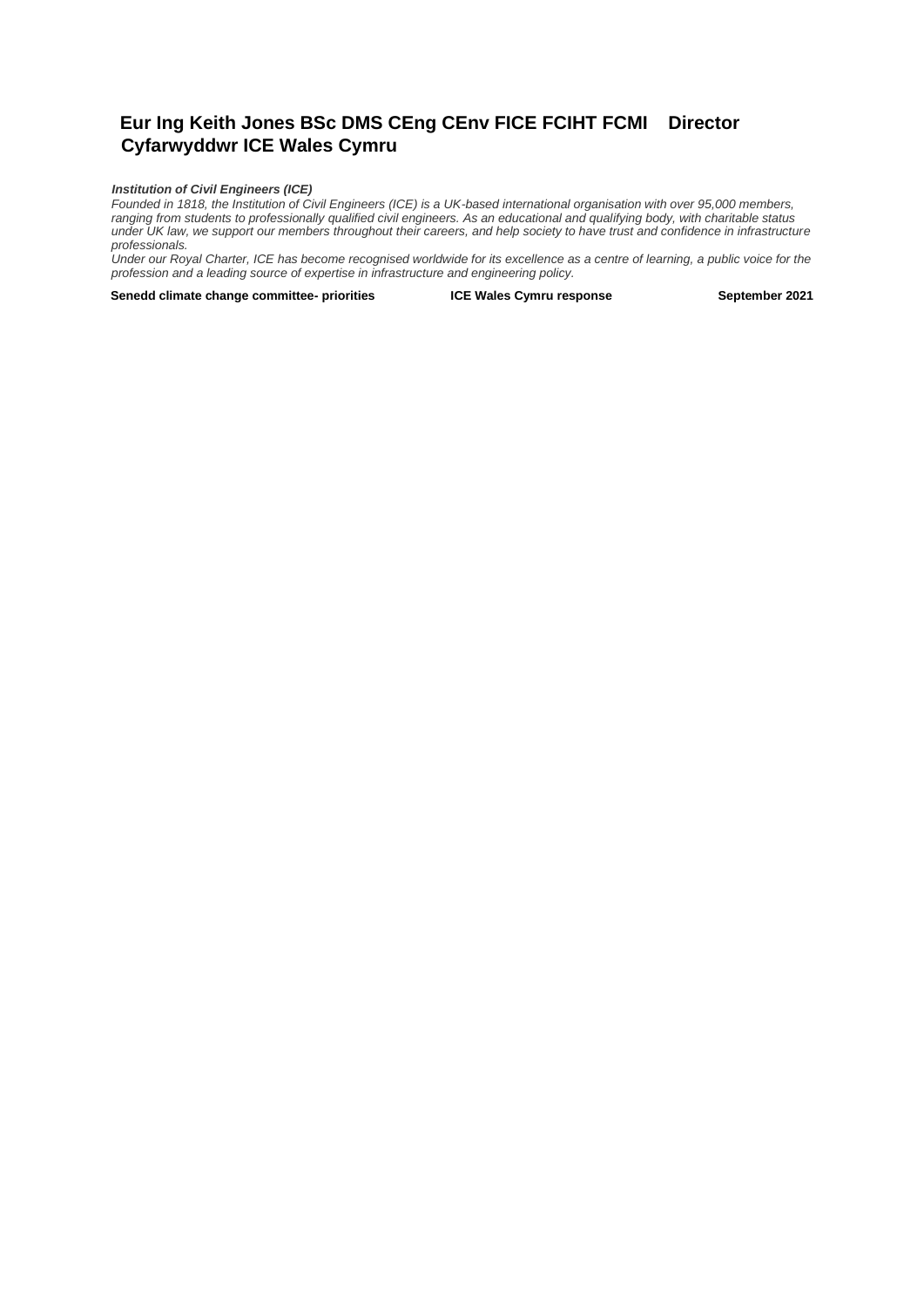**Eur Ing Keith Jones BSc DMS CEng CEnv FICE FCIHT FCMI  Director Cyfarwyddwr ICE Wales Cymru**

***Institution of Civil Engineers (ICE)***

*Founded in 1818, the Institution of Civil Engineers (ICE) is a UK-based international organisation with over 95,000 members, ranging from students to professionally qualified civil engineers. As an educational and qualifying body, with charitable status under UK law, we support our members throughout their careers, and help society to have trust and confidence in infrastructure professionals.*

*Under our Royal Charter, ICE has become recognised worldwide for its excellence as a centre of learning, a public voice for the profession and a leading source of expertise in infrastructure and engineering policy.*